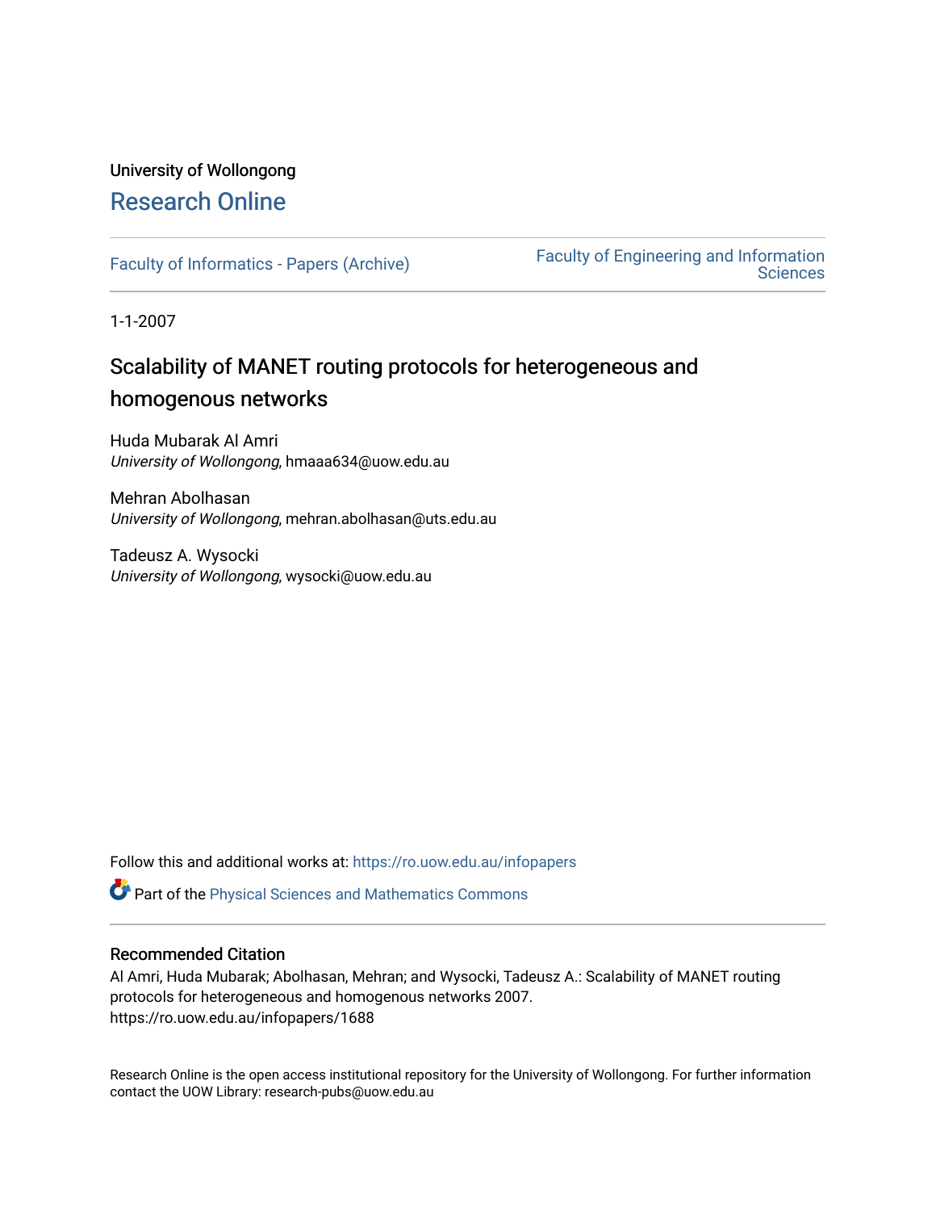University of Wollongong

# Research Online

Faculty of Informatics - Papers (Archive)

Faculty of Engineering and Information Sciences

1-1-2007

## Scalability of MANET routing protocols for heterogeneous and homogenous networks

Huda Mubarak Al Amri
*University of Wollongong*, hmaaa634@uow.edu.au

Mehran Abolhasan
*University of Wollongong*, mehran.abolhasan@uts.edu.au

Tadeusz A. Wysocki
*University of Wollongong*, wysocki@uow.edu.au

Follow this and additional works at: https://ro.uow.edu.au/infopapers

Part of the Physical Sciences and Mathematics Commons

### Recommended Citation

Al Amri, Huda Mubarak; Abolhasan, Mehran; and Wysocki, Tadeusz A.: Scalability of MANET routing protocols for heterogeneous and homogenous networks 2007.
https://ro.uow.edu.au/infopapers/1688

Research Online is the open access institutional repository for the University of Wollongong. For further information contact the UOW Library: research-pubs@uow.edu.au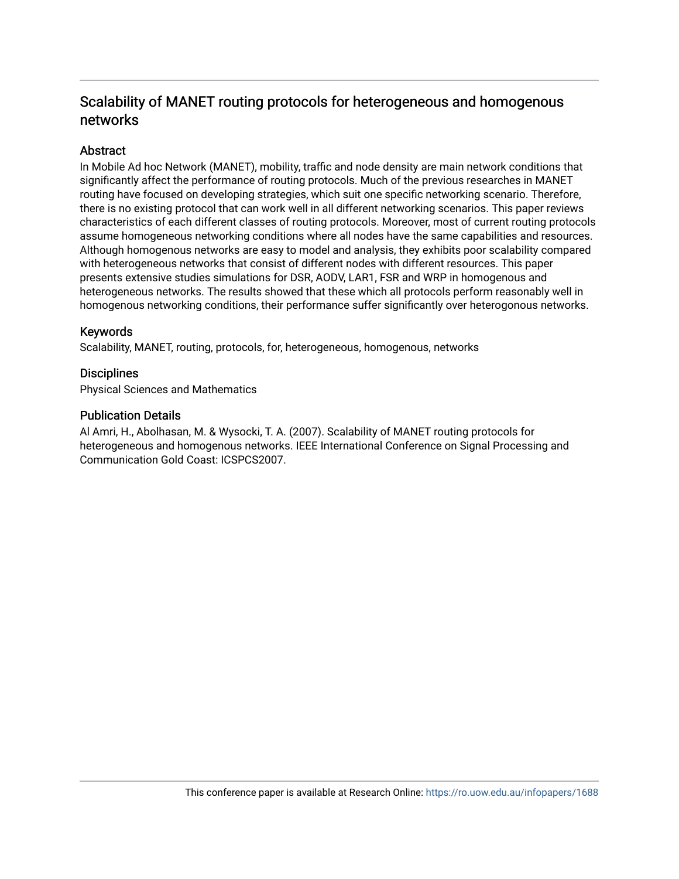# Scalability of MANET routing protocols for heterogeneous and homogenous networks

## Abstract

In Mobile Ad hoc Network (MANET), mobility, traffic and node density are main network conditions that significantly affect the performance of routing protocols. Much of the previous researches in MANET routing have focused on developing strategies, which suit one specific networking scenario. Therefore, there is no existing protocol that can work well in all different networking scenarios. This paper reviews characteristics of each different classes of routing protocols. Moreover, most of current routing protocols assume homogeneous networking conditions where all nodes have the same capabilities and resources. Although homogenous networks are easy to model and analysis, they exhibits poor scalability compared with heterogeneous networks that consist of different nodes with different resources. This paper presents extensive studies simulations for DSR, AODV, LAR1, FSR and WRP in homogenous and heterogeneous networks. The results showed that these which all protocols perform reasonably well in homogenous networking conditions, their performance suffer significantly over heterogonous networks.

## Keywords

Scalability, MANET, routing, protocols, for, heterogeneous, homogenous, networks

## Disciplines

Physical Sciences and Mathematics

## Publication Details

Al Amri, H., Abolhasan, M. & Wysocki, T. A. (2007). Scalability of MANET routing protocols for heterogeneous and homogenous networks. IEEE International Conference on Signal Processing and Communication Gold Coast: ICSPCS2007.

This conference paper is available at Research Online: https://ro.uow.edu.au/infopapers/1688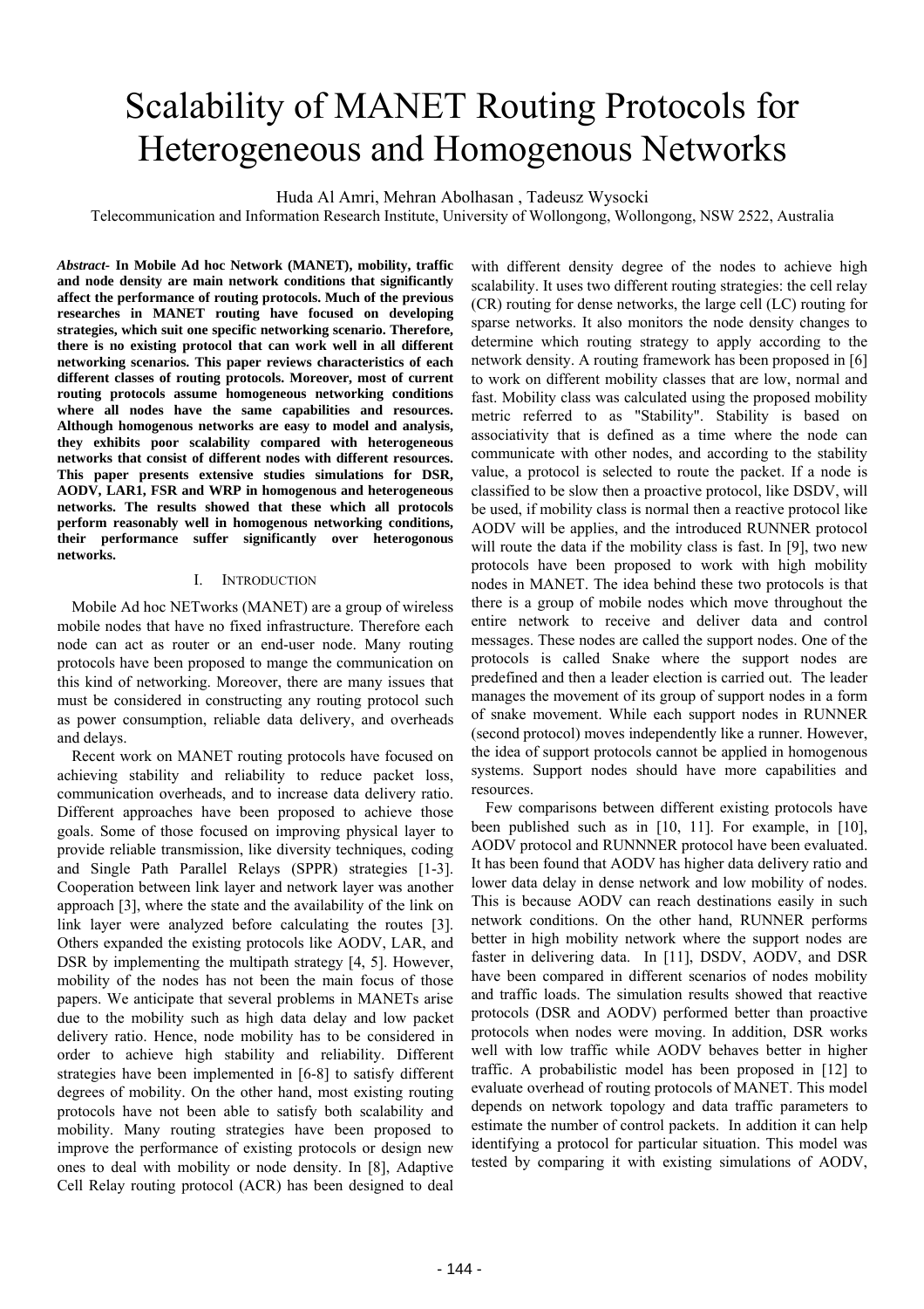# Scalability of MANET Routing Protocols for Heterogeneous and Homogenous Networks

Huda Al Amri, Mehran Abolhasan , Tadeusz Wysocki

Telecommunication and Information Research Institute, University of Wollongong, Wollongong, NSW 2522, Australia

***Abstract*- In Mobile Ad hoc Network (MANET), mobility, traffic and node density are main network conditions that significantly affect the performance of routing protocols. Much of the previous researches in MANET routing have focused on developing strategies, which suit one specific networking scenario. Therefore, there is no existing protocol that can work well in all different networking scenarios. This paper reviews characteristics of each different classes of routing protocols. Moreover, most of current routing protocols assume homogeneous networking conditions where all nodes have the same capabilities and resources. Although homogenous networks are easy to model and analysis, they exhibits poor scalability compared with heterogeneous networks that consist of different nodes with different resources. This paper presents extensive studies simulations for DSR, AODV, LAR1, FSR and WRP in homogenous and heterogeneous networks. The results showed that these which all protocols perform reasonably well in homogenous networking conditions, their performance suffer significantly over heterogonous networks.**

## I. Introduction

Mobile Ad hoc NETworks (MANET) are a group of wireless mobile nodes that have no fixed infrastructure. Therefore each node can act as router or an end-user node. Many routing protocols have been proposed to mange the communication on this kind of networking. Moreover, there are many issues that must be considered in constructing any routing protocol such as power consumption, reliable data delivery, and overheads and delays.

Recent work on MANET routing protocols have focused on achieving stability and reliability to reduce packet loss, communication overheads, and to increase data delivery ratio. Different approaches have been proposed to achieve those goals. Some of those focused on improving physical layer to provide reliable transmission, like diversity techniques, coding and Single Path Parallel Relays (SPPR) strategies [1-3]. Cooperation between link layer and network layer was another approach [3], where the state and the availability of the link on link layer were analyzed before calculating the routes [3]. Others expanded the existing protocols like AODV, LAR, and DSR by implementing the multipath strategy [4, 5]. However, mobility of the nodes has not been the main focus of those papers. We anticipate that several problems in MANETs arise due to the mobility such as high data delay and low packet delivery ratio. Hence, node mobility has to be considered in order to achieve high stability and reliability. Different strategies have been implemented in [6-8] to satisfy different degrees of mobility. On the other hand, most existing routing protocols have not been able to satisfy both scalability and mobility. Many routing strategies have been proposed to improve the performance of existing protocols or design new ones to deal with mobility or node density. In [8], Adaptive Cell Relay routing protocol (ACR) has been designed to deal with different density degree of the nodes to achieve high scalability. It uses two different routing strategies: the cell relay (CR) routing for dense networks, the large cell (LC) routing for sparse networks. It also monitors the node density changes to determine which routing strategy to apply according to the network density. A routing framework has been proposed in [6] to work on different mobility classes that are low, normal and fast. Mobility class was calculated using the proposed mobility metric referred to as "Stability". Stability is based on associativity that is defined as a time where the node can communicate with other nodes, and according to the stability value, a protocol is selected to route the packet. If a node is classified to be slow then a proactive protocol, like DSDV, will be used, if mobility class is normal then a reactive protocol like AODV will be applies, and the introduced RUNNER protocol will route the data if the mobility class is fast. In [9], two new protocols have been proposed to work with high mobility nodes in MANET. The idea behind these two protocols is that there is a group of mobile nodes which move throughout the entire network to receive and deliver data and control messages. These nodes are called the support nodes. One of the protocols is called Snake where the support nodes are predefined and then a leader election is carried out. The leader manages the movement of its group of support nodes in a form of snake movement. While each support nodes in RUNNER (second protocol) moves independently like a runner. However, the idea of support protocols cannot be applied in homogenous systems. Support nodes should have more capabilities and resources.

Few comparisons between different existing protocols have been published such as in [10, 11]. For example, in [10], AODV protocol and RUNNNER protocol have been evaluated. It has been found that AODV has higher data delivery ratio and lower data delay in dense network and low mobility of nodes. This is because AODV can reach destinations easily in such network conditions. On the other hand, RUNNER performs better in high mobility network where the support nodes are faster in delivering data. In [11], DSDV, AODV, and DSR have been compared in different scenarios of nodes mobility and traffic loads. The simulation results showed that reactive protocols (DSR and AODV) performed better than proactive protocols when nodes were moving. In addition, DSR works well with low traffic while AODV behaves better in higher traffic. A probabilistic model has been proposed in [12] to evaluate overhead of routing protocols of MANET. This model depends on network topology and data traffic parameters to estimate the number of control packets. In addition it can help identifying a protocol for particular situation. This model was tested by comparing it with existing simulations of AODV,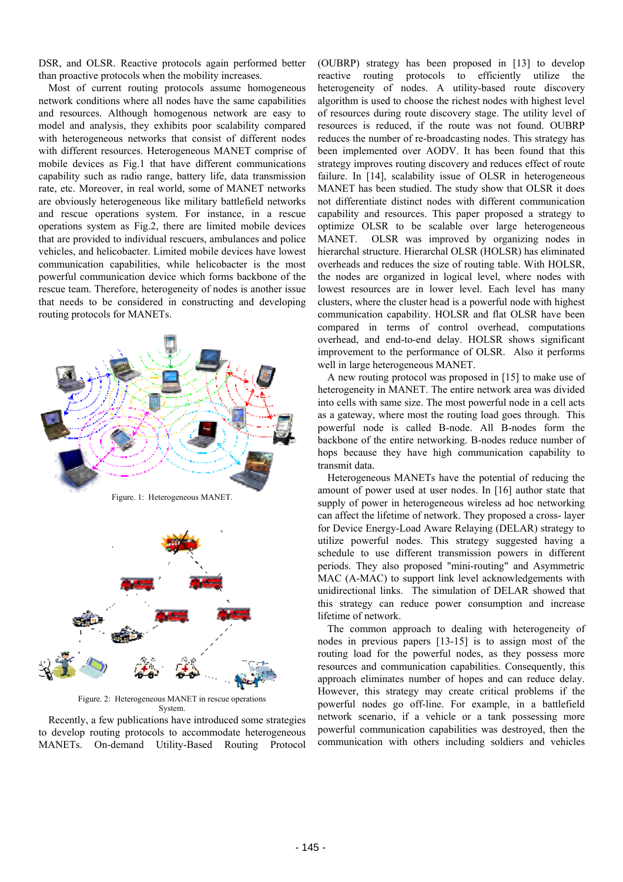DSR, and OLSR. Reactive protocols again performed better than proactive protocols when the mobility increases.

Most of current routing protocols assume homogeneous network conditions where all nodes have the same capabilities and resources. Although homogenous network are easy to model and analysis, they exhibits poor scalability compared with heterogeneous networks that consist of different nodes with different resources. Heterogeneous MANET comprise of mobile devices as Fig.1 that have different communications capability such as radio range, battery life, data transmission rate, etc. Moreover, in real world, some of MANET networks are obviously heterogeneous like military battlefield networks and rescue operations system. For instance, in a rescue operations system as Fig.2, there are limited mobile devices that are provided to individual rescuers, ambulances and police vehicles, and helicobacter. Limited mobile devices have lowest communication capabilities, while helicobacter is the most powerful communication device which forms backbone of the rescue team. Therefore, heterogeneity of nodes is another issue that needs to be considered in constructing and developing routing protocols for MANETs.

Figure. 1: Heterogeneous MANET.

Figure. 2: Heterogeneous MANET in rescue operations System.

Recently, a few publications have introduced some strategies to develop routing protocols to accommodate heterogeneous MANETs. On-demand Utility-Based Routing Protocol (OUBRP) strategy has been proposed in [13] to develop reactive routing protocols to efficiently utilize the heterogeneity of nodes. A utility-based route discovery algorithm is used to choose the richest nodes with highest level of resources during route discovery stage. The utility level of resources is reduced, if the route was not found. OUBRP reduces the number of re-broadcasting nodes. This strategy has been implemented over AODV. It has been found that this strategy improves routing discovery and reduces effect of route failure. In [14], scalability issue of OLSR in heterogeneous MANET has been studied. The study show that OLSR it does not differentiate distinct nodes with different communication capability and resources. This paper proposed a strategy to optimize OLSR to be scalable over large heterogeneous MANET. OLSR was improved by organizing nodes in hierarchal structure. Hierarchal OLSR (HOLSR) has eliminated overheads and reduces the size of routing table. With HOLSR, the nodes are organized in logical level, where nodes with lowest resources are in lower level. Each level has many clusters, where the cluster head is a powerful node with highest communication capability. HOLSR and flat OLSR have been compared in terms of control overhead, computations overhead, and end-to-end delay. HOLSR shows significant improvement to the performance of OLSR. Also it performs well in large heterogeneous MANET.

A new routing protocol was proposed in [15] to make use of heterogeneity in MANET. The entire network area was divided into cells with same size. The most powerful node in a cell acts as a gateway, where most the routing load goes through. This powerful node is called B-node. All B-nodes form the backbone of the entire networking. B-nodes reduce number of hops because they have high communication capability to transmit data.

Heterogeneous MANETs have the potential of reducing the amount of power used at user nodes. In [16] author state that supply of power in heterogeneous wireless ad hoc networking can affect the lifetime of network. They proposed a cross- layer for Device Energy-Load Aware Relaying (DELAR) strategy to utilize powerful nodes. This strategy suggested having a schedule to use different transmission powers in different periods. They also proposed "mini-routing" and Asymmetric MAC (A-MAC) to support link level acknowledgements with unidirectional links. The simulation of DELAR showed that this strategy can reduce power consumption and increase lifetime of network.

The common approach to dealing with heterogeneity of nodes in previous papers [13-15] is to assign most of the routing load for the powerful nodes, as they possess more resources and communication capabilities. Consequently, this approach eliminates number of hopes and can reduce delay. However, this strategy may create critical problems if the powerful nodes go off-line. For example, in a battlefield network scenario, if a vehicle or a tank possessing more powerful communication capabilities was destroyed, then the communication with others including soldiers and vehicles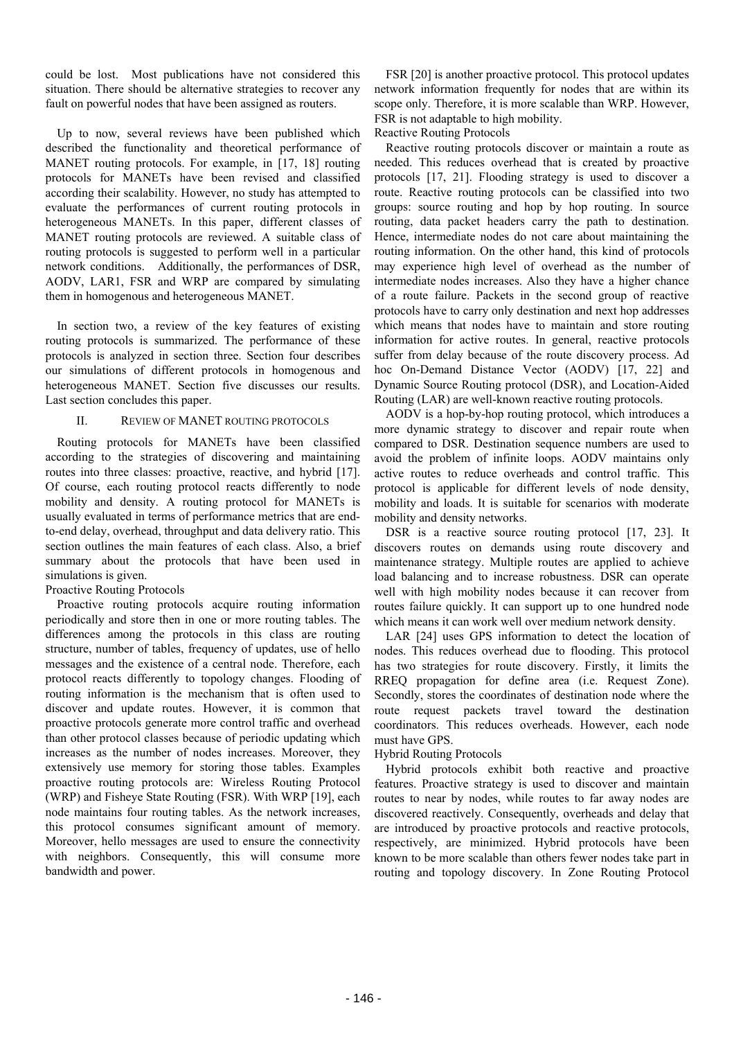could be lost. Most publications have not considered this situation. There should be alternative strategies to recover any fault on powerful nodes that have been assigned as routers.

Up to now, several reviews have been published which described the functionality and theoretical performance of MANET routing protocols. For example, in [17, 18] routing protocols for MANETs have been revised and classified according their scalability. However, no study has attempted to evaluate the performances of current routing protocols in heterogeneous MANETs. In this paper, different classes of MANET routing protocols are reviewed. A suitable class of routing protocols is suggested to perform well in a particular network conditions. Additionally, the performances of DSR, AODV, LAR1, FSR and WRP are compared by simulating them in homogenous and heterogeneous MANET.

In section two, a review of the key features of existing routing protocols is summarized. The performance of these protocols is analyzed in section three. Section four describes our simulations of different protocols in homogenous and heterogeneous MANET. Section five discusses our results. Last section concludes this paper.

## II. REVIEW OF MANET ROUTING PROTOCOLS

Routing protocols for MANETs have been classified according to the strategies of discovering and maintaining routes into three classes: proactive, reactive, and hybrid [17]. Of course, each routing protocol reacts differently to node mobility and density. A routing protocol for MANETs is usually evaluated in terms of performance metrics that are end-to-end delay, overhead, throughput and data delivery ratio. This section outlines the main features of each class. Also, a brief summary about the protocols that have been used in simulations is given.

### Proactive Routing Protocols

Proactive routing protocols acquire routing information periodically and store then in one or more routing tables. The differences among the protocols in this class are routing structure, number of tables, frequency of updates, use of hello messages and the existence of a central node. Therefore, each protocol reacts differently to topology changes. Flooding of routing information is the mechanism that is often used to discover and update routes. However, it is common that proactive protocols generate more control traffic and overhead than other protocol classes because of periodic updating which increases as the number of nodes increases. Moreover, they extensively use memory for storing those tables. Examples proactive routing protocols are: Wireless Routing Protocol (WRP) and Fisheye State Routing (FSR). With WRP [19], each node maintains four routing tables. As the network increases, this protocol consumes significant amount of memory. Moreover, hello messages are used to ensure the connectivity with neighbors. Consequently, this will consume more bandwidth and power.

FSR [20] is another proactive protocol. This protocol updates network information frequently for nodes that are within its scope only. Therefore, it is more scalable than WRP. However, FSR is not adaptable to high mobility.

### Reactive Routing Protocols

Reactive routing protocols discover or maintain a route as needed. This reduces overhead that is created by proactive protocols [17, 21]. Flooding strategy is used to discover a route. Reactive routing protocols can be classified into two groups: source routing and hop by hop routing. In source routing, data packet headers carry the path to destination. Hence, intermediate nodes do not care about maintaining the routing information. On the other hand, this kind of protocols may experience high level of overhead as the number of intermediate nodes increases. Also they have a higher chance of a route failure. Packets in the second group of reactive protocols have to carry only destination and next hop addresses which means that nodes have to maintain and store routing information for active routes. In general, reactive protocols suffer from delay because of the route discovery process. Ad hoc On-Demand Distance Vector (AODV) [17, 22] and Dynamic Source Routing protocol (DSR), and Location-Aided Routing (LAR) are well-known reactive routing protocols.

AODV is a hop-by-hop routing protocol, which introduces a more dynamic strategy to discover and repair route when compared to DSR. Destination sequence numbers are used to avoid the problem of infinite loops. AODV maintains only active routes to reduce overheads and control traffic. This protocol is applicable for different levels of node density, mobility and loads. It is suitable for scenarios with moderate mobility and density networks.

DSR is a reactive source routing protocol [17, 23]. It discovers routes on demands using route discovery and maintenance strategy. Multiple routes are applied to achieve load balancing and to increase robustness. DSR can operate well with high mobility nodes because it can recover from routes failure quickly. It can support up to one hundred node which means it can work well over medium network density.

LAR [24] uses GPS information to detect the location of nodes. This reduces overhead due to flooding. This protocol has two strategies for route discovery. Firstly, it limits the RREQ propagation for define area (i.e. Request Zone). Secondly, stores the coordinates of destination node where the route request packets travel toward the destination coordinators. This reduces overheads. However, each node must have GPS.

### Hybrid Routing Protocols

Hybrid protocols exhibit both reactive and proactive features. Proactive strategy is used to discover and maintain routes to near by nodes, while routes to far away nodes are discovered reactively. Consequently, overheads and delay that are introduced by proactive protocols and reactive protocols, respectively, are minimized. Hybrid protocols have been known to be more scalable than others fewer nodes take part in routing and topology discovery. In Zone Routing Protocol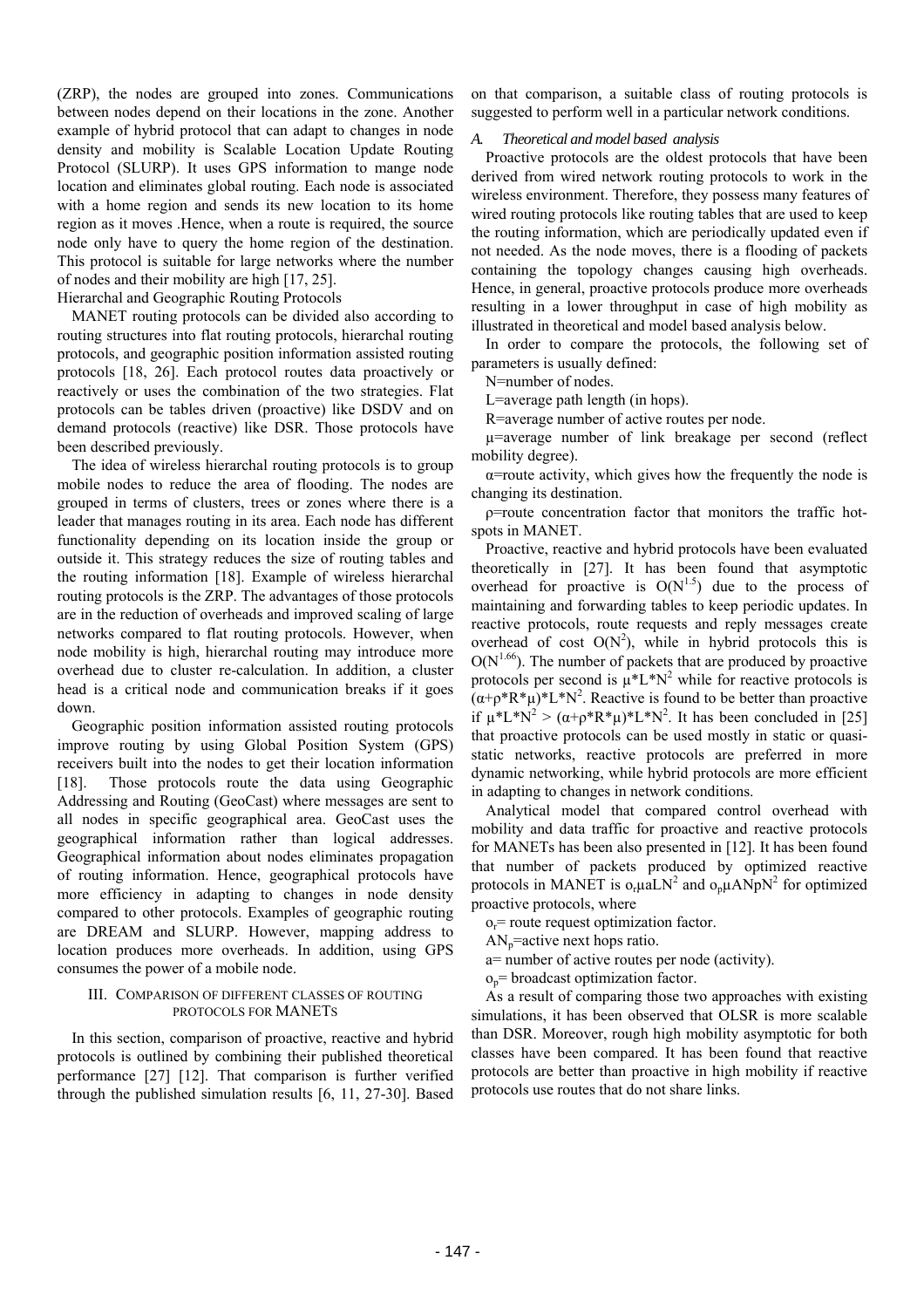(ZRP), the nodes are grouped into zones. Communications between nodes depend on their locations in the zone. Another example of hybrid protocol that can adapt to changes in node density and mobility is Scalable Location Update Routing Protocol (SLURP). It uses GPS information to mange node location and eliminates global routing. Each node is associated with a home region and sends its new location to its home region as it moves .Hence, when a route is required, the source node only have to query the home region of the destination. This protocol is suitable for large networks where the number of nodes and their mobility are high [17, 25].

Hierarchal and Geographic Routing Protocols

MANET routing protocols can be divided also according to routing structures into flat routing protocols, hierarchal routing protocols, and geographic position information assisted routing protocols [18, 26]. Each protocol routes data proactively or reactively or uses the combination of the two strategies. Flat protocols can be tables driven (proactive) like DSDV and on demand protocols (reactive) like DSR. Those protocols have been described previously.

The idea of wireless hierarchal routing protocols is to group mobile nodes to reduce the area of flooding. The nodes are grouped in terms of clusters, trees or zones where there is a leader that manages routing in its area. Each node has different functionality depending on its location inside the group or outside it. This strategy reduces the size of routing tables and the routing information [18]. Example of wireless hierarchal routing protocols is the ZRP. The advantages of those protocols are in the reduction of overheads and improved scaling of large networks compared to flat routing protocols. However, when node mobility is high, hierarchal routing may introduce more overhead due to cluster re-calculation. In addition, a cluster head is a critical node and communication breaks if it goes down.

Geographic position information assisted routing protocols improve routing by using Global Position System (GPS) receivers built into the nodes to get their location information [18]. Those protocols route the data using Geographic Addressing and Routing (GeoCast) where messages are sent to all nodes in specific geographical area. GeoCast uses the geographical information rather than logical addresses. Geographical information about nodes eliminates propagation of routing information. Hence, geographical protocols have more efficiency in adapting to changes in node density compared to other protocols. Examples of geographic routing are DREAM and SLURP. However, mapping address to location produces more overheads. In addition, using GPS consumes the power of a mobile node.

## III. Comparison of Different Classes of Routing Protocols for MANETs

In this section, comparison of proactive, reactive and hybrid protocols is outlined by combining their published theoretical performance [27] [12]. That comparison is further verified through the published simulation results [6, 11, 27-30]. Based on that comparison, a suitable class of routing protocols is suggested to perform well in a particular network conditions.

### *A. Theoretical and model based analysis*

Proactive protocols are the oldest protocols that have been derived from wired network routing protocols to work in the wireless environment. Therefore, they possess many features of wired routing protocols like routing tables that are used to keep the routing information, which are periodically updated even if not needed. As the node moves, there is a flooding of packets containing the topology changes causing high overheads. Hence, in general, proactive protocols produce more overheads resulting in a lower throughput in case of high mobility as illustrated in theoretical and model based analysis below.

In order to compare the protocols, the following set of parameters is usually defined:

N=number of nodes.

L=average path length (in hops).

R=average number of active routes per node.

$\mu$=average number of link breakage per second (reflect mobility degree).

$\alpha$=route activity, which gives how the frequently the node is changing its destination.

$\rho$=route concentration factor that monitors the traffic hot-spots in MANET.

Proactive, reactive and hybrid protocols have been evaluated theoretically in [27]. It has been found that asymptotic overhead for proactive is $O(N^{1.5})$ due to the process of maintaining and forwarding tables to keep periodic updates. In reactive protocols, route requests and reply messages create overhead of cost $O(N^2)$, while in hybrid protocols this is $O(N^{1.66})$. The number of packets that are produced by proactive protocols per second is $\mu*L*N^2$ while for reactive protocols is $(\alpha+\rho*R*\mu)*L*N^2$. Reactive is found to be better than proactive if $\mu*L*N^2 > (\alpha+\rho*R*\mu)*L*N^2$. It has been concluded in [25] that proactive protocols can be used mostly in static or quasi-static networks, reactive protocols are preferred in more dynamic networking, while hybrid protocols are more efficient in adapting to changes in network conditions.

Analytical model that compared control overhead with mobility and data traffic for proactive and reactive protocols for MANETs has been also presented in [12]. It has been found that number of packets produced by optimized reactive protocols in MANET is $o_r\mu aLN^2$ and $o_p\mu ANpN^2$ for optimized proactive protocols, where

$o_r$= route request optimization factor.

$AN_p$=active next hops ratio.

a= number of active routes per node (activity).

$o_p$= broadcast optimization factor.

As a result of comparing those two approaches with existing simulations, it has been observed that OLSR is more scalable than DSR. Moreover, rough high mobility asymptotic for both classes have been compared. It has been found that reactive protocols are better than proactive in high mobility if reactive protocols use routes that do not share links.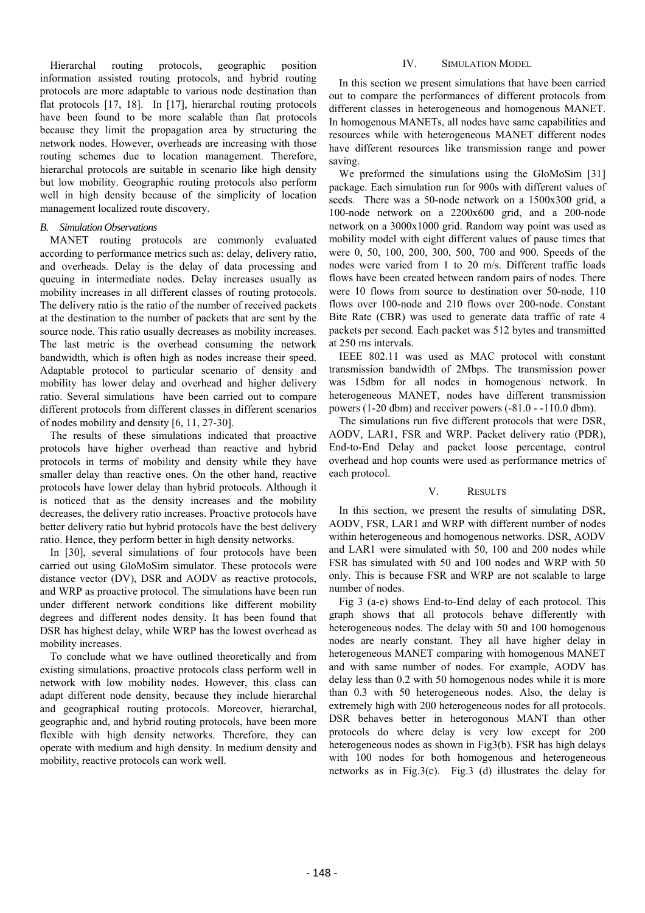Hierarchal routing protocols, geographic position information assisted routing protocols, and hybrid routing protocols are more adaptable to various node destination than flat protocols [17, 18]. In [17], hierarchal routing protocols have been found to be more scalable than flat protocols because they limit the propagation area by structuring the network nodes. However, overheads are increasing with those routing schemes due to location management. Therefore, hierarchal protocols are suitable in scenario like high density but low mobility. Geographic routing protocols also perform well in high density because of the simplicity of location management localized route discovery.

### *B. Simulation Observations*

MANET routing protocols are commonly evaluated according to performance metrics such as: delay, delivery ratio, and overheads. Delay is the delay of data processing and queuing in intermediate nodes. Delay increases usually as mobility increases in all different classes of routing protocols. The delivery ratio is the ratio of the number of received packets at the destination to the number of packets that are sent by the source node. This ratio usually decreases as mobility increases. The last metric is the overhead consuming the network bandwidth, which is often high as nodes increase their speed. Adaptable protocol to particular scenario of density and mobility has lower delay and overhead and higher delivery ratio. Several simulations have been carried out to compare different protocols from different classes in different scenarios of nodes mobility and density [6, 11, 27-30].

The results of these simulations indicated that proactive protocols have higher overhead than reactive and hybrid protocols in terms of mobility and density while they have smaller delay than reactive ones. On the other hand, reactive protocols have lower delay than hybrid protocols. Although it is noticed that as the density increases and the mobility decreases, the delivery ratio increases. Proactive protocols have better delivery ratio but hybrid protocols have the best delivery ratio. Hence, they perform better in high density networks.

In [30], several simulations of four protocols have been carried out using GloMoSim simulator. These protocols were distance vector (DV), DSR and AODV as reactive protocols, and WRP as proactive protocol. The simulations have been run under different network conditions like different mobility degrees and different nodes density. It has been found that DSR has highest delay, while WRP has the lowest overhead as mobility increases.

To conclude what we have outlined theoretically and from existing simulations, proactive protocols class perform well in network with low mobility nodes. However, this class can adapt different node density, because they include hierarchal and geographical routing protocols. Moreover, hierarchal, geographic and, and hybrid routing protocols, have been more flexible with high density networks. Therefore, they can operate with medium and high density. In medium density and mobility, reactive protocols can work well.

## IV. Simulation Model

In this section we present simulations that have been carried out to compare the performances of different protocols from different classes in heterogeneous and homogenous MANET. In homogenous MANETs, all nodes have same capabilities and resources while with heterogeneous MANET different nodes have different resources like transmission range and power saving.

We preformed the simulations using the GloMoSim [31] package. Each simulation run for 900s with different values of seeds. There was a 50-node network on a 1500x300 grid, a 100-node network on a 2200x600 grid, and a 200-node network on a 3000x1000 grid. Random way point was used as mobility model with eight different values of pause times that were 0, 50, 100, 200, 300, 500, 700 and 900. Speeds of the nodes were varied from 1 to 20 m/s. Different traffic loads flows have been created between random pairs of nodes. There were 10 flows from source to destination over 50-node, 110 flows over 100-node and 210 flows over 200-node. Constant Bite Rate (CBR) was used to generate data traffic of rate 4 packets per second. Each packet was 512 bytes and transmitted at 250 ms intervals.

IEEE 802.11 was used as MAC protocol with constant transmission bandwidth of 2Mbps. The transmission power was 15dbm for all nodes in homogenous network. In heterogeneous MANET, nodes have different transmission powers (1-20 dbm) and receiver powers (-81.0 - -110.0 dbm).

The simulations run five different protocols that were DSR, AODV, LAR1, FSR and WRP. Packet delivery ratio (PDR), End-to-End Delay and packet loose percentage, control overhead and hop counts were used as performance metrics of each protocol.

## V. Results

In this section, we present the results of simulating DSR, AODV, FSR, LAR1 and WRP with different number of nodes within heterogeneous and homogenous networks. DSR, AODV and LAR1 were simulated with 50, 100 and 200 nodes while FSR has simulated with 50 and 100 nodes and WRP with 50 only. This is because FSR and WRP are not scalable to large number of nodes.

Fig 3 (a-e) shows End-to-End delay of each protocol. This graph shows that all protocols behave differently with heterogeneous nodes. The delay with 50 and 100 homogenous nodes are nearly constant. They all have higher delay in heterogeneous MANET comparing with homogenous MANET and with same number of nodes. For example, AODV has delay less than 0.2 with 50 homogenous nodes while it is more than 0.3 with 50 heterogeneous nodes. Also, the delay is extremely high with 200 heterogeneous nodes for all protocols. DSR behaves better in heterogonous MANT than other protocols do where delay is very low except for 200 heterogeneous nodes as shown in Fig3(b). FSR has high delays with 100 nodes for both homogenous and heterogeneous networks as in Fig.3(c). Fig.3 (d) illustrates the delay for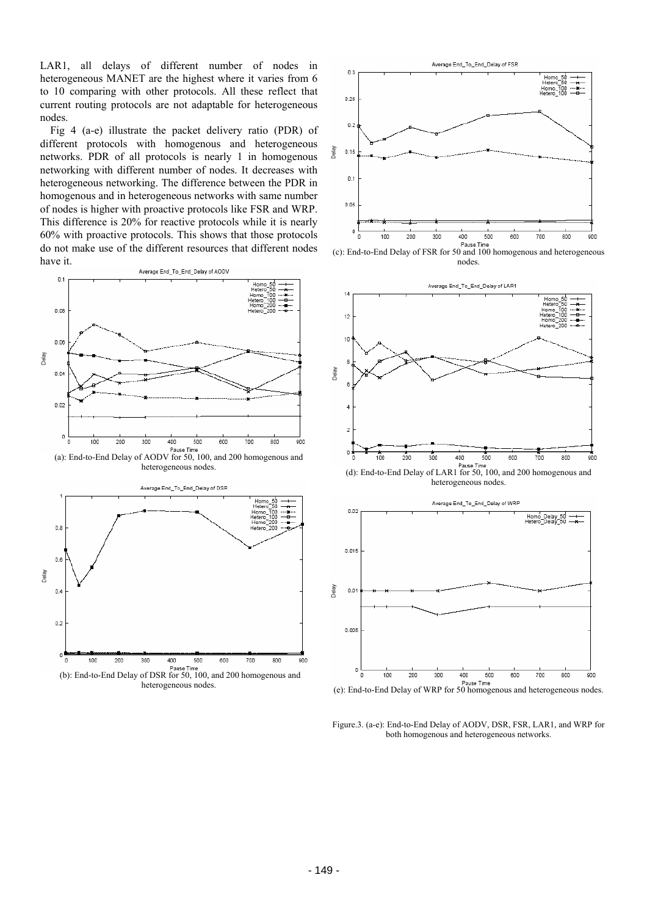LAR1, all delays of different number of nodes in heterogeneous MANET are the highest where it varies from 6 to 10 comparing with other protocols. All these reflect that current routing protocols are not adaptable for heterogeneous nodes.

Fig 4 (a-e) illustrate the packet delivery ratio (PDR) of different protocols with homogenous and heterogeneous networks. PDR of all protocols is nearly 1 in homogenous networking with different number of nodes. It decreases with heterogeneous networking. The difference between the PDR in homogenous and in heterogeneous networks with same number of nodes is higher with proactive protocols like FSR and WRP. This difference is 20% for reactive protocols while it is nearly 60% with proactive protocols. This shows that those protocols do not make use of the different resources that different nodes have it.

(a): End-to-End Delay of AODV for 50, 100, and 200 homogenous and heterogeneous nodes.

(b): End-to-End Delay of DSR for 50, 100, and 200 homogenous and heterogeneous nodes.

(c): End-to-End Delay of FSR for 50 and 100 homogenous and heterogeneous nodes.

(d): End-to-End Delay of LAR1 for 50, 100, and 200 homogenous and heterogeneous nodes.

(e): End-to-End Delay of WRP for 50 homogenous and heterogeneous nodes.

Figure.3. (a-e): End-to-End Delay of AODV, DSR, FSR, LAR1, and WRP for both homogenous and heterogeneous networks.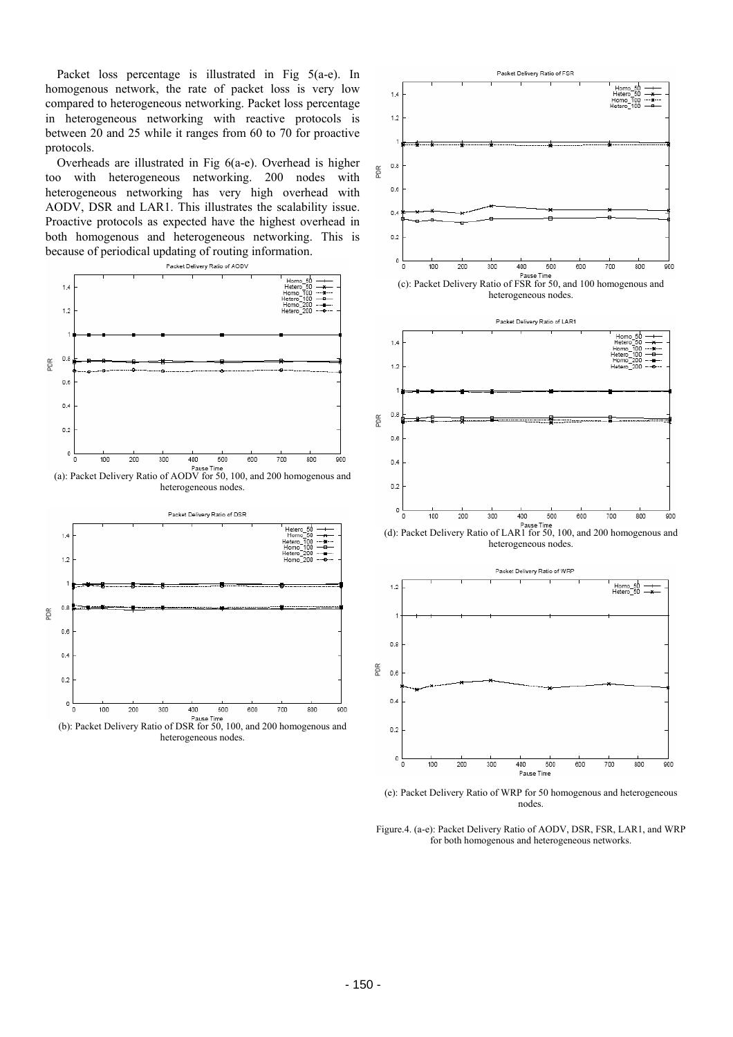Packet loss percentage is illustrated in Fig 5(a-e). In homogenous network, the rate of packet loss is very low compared to heterogeneous networking. Packet loss percentage in heterogeneous networking with reactive protocols is between 20 and 25 while it ranges from 60 to 70 for proactive protocols.

Overheads are illustrated in Fig 6(a-e). Overhead is higher too with heterogeneous networking. 200 nodes with heterogeneous networking has very high overhead with AODV, DSR and LAR1. This illustrates the scalability issue. Proactive protocols as expected have the highest overhead in both homogenous and heterogeneous networking. This is because of periodical updating of routing information.

(a): Packet Delivery Ratio of AODV for 50, 100, and 200 homogenous and heterogeneous nodes.

(b): Packet Delivery Ratio of DSR for 50, 100, and 200 homogenous and heterogeneous nodes.

(c): Packet Delivery Ratio of FSR for 50, and 100 homogenous and heterogeneous nodes.

(d): Packet Delivery Ratio of LAR1 for 50, 100, and 200 homogenous and heterogeneous nodes.

(e): Packet Delivery Ratio of WRP for 50 homogenous and heterogeneous nodes.

Figure.4. (a-e): Packet Delivery Ratio of AODV, DSR, FSR, LAR1, and WRP for both homogenous and heterogeneous networks.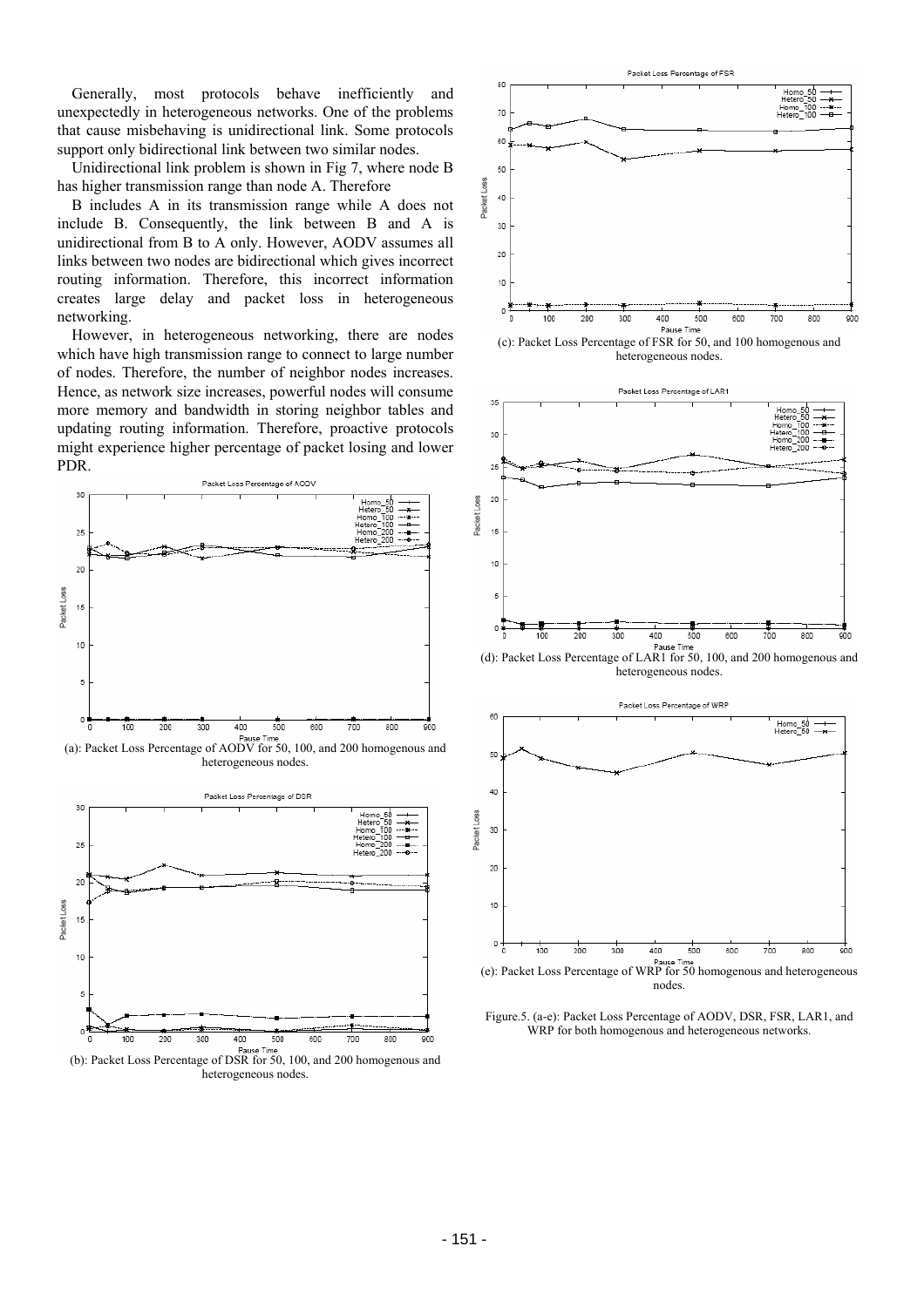Generally, most protocols behave inefficiently and unexpectedly in heterogeneous networks. One of the problems that cause misbehaving is unidirectional link. Some protocols support only bidirectional link between two similar nodes.

Unidirectional link problem is shown in Fig 7, where node B has higher transmission range than node A. Therefore

B includes A in its transmission range while A does not include B. Consequently, the link between B and A is unidirectional from B to A only. However, AODV assumes all links between two nodes are bidirectional which gives incorrect routing information. Therefore, this incorrect information creates large delay and packet loss in heterogeneous networking.

However, in heterogeneous networking, there are nodes which have high transmission range to connect to large number of nodes. Therefore, the number of neighbor nodes increases. Hence, as network size increases, powerful nodes will consume more memory and bandwidth in storing neighbor tables and updating routing information. Therefore, proactive protocols might experience higher percentage of packet losing and lower PDR.

(a): Packet Loss Percentage of AODV for 50, 100, and 200 homogenous and heterogeneous nodes.

(b): Packet Loss Percentage of DSR for 50, 100, and 200 homogenous and heterogeneous nodes.

(c): Packet Loss Percentage of FSR for 50, and 100 homogenous and heterogeneous nodes.

(d): Packet Loss Percentage of LAR1 for 50, 100, and 200 homogenous and heterogeneous nodes.

(e): Packet Loss Percentage of WRP for 50 homogenous and heterogeneous nodes.

Figure.5. (a-e): Packet Loss Percentage of AODV, DSR, FSR, LAR1, and WRP for both homogenous and heterogeneous networks.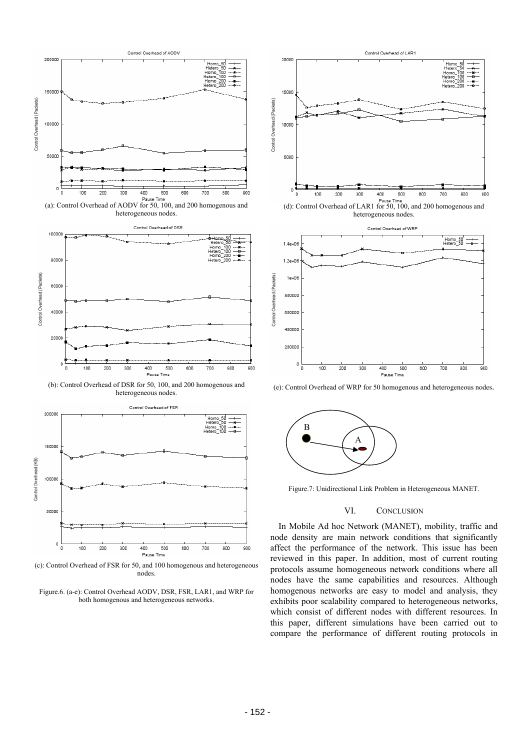(a): Control Overhead of AODV for 50, 100, and 200 homogenous and heterogeneous nodes.

(b): Control Overhead of DSR for 50, 100, and 200 homogenous and heterogeneous nodes.

(c): Control Overhead of FSR for 50, and 100 homogenous and heterogeneous nodes.

(d): Control Overhead of LAR1 for 50, 100, and 200 homogenous and heterogeneous nodes.

(e): Control Overhead of WRP for 50 homogenous and heterogeneous nodes.

Figure.6. (a-e): Control Overhead AODV, DSR, FSR, LAR1, and WRP for both homogenous and heterogeneous networks.

Figure.7: Unidirectional Link Problem in Heterogeneous MANET.

## VI. CONCLUSION

In Mobile Ad hoc Network (MANET), mobility, traffic and node density are main network conditions that significantly affect the performance of the network. This issue has been reviewed in this paper. In addition, most of current routing protocols assume homogeneous network conditions where all nodes have the same capabilities and resources. Although homogenous networks are easy to model and analysis, they exhibits poor scalability compared to heterogeneous networks, which consist of different nodes with different resources. In this paper, different simulations have been carried out to compare the performance of different routing protocols in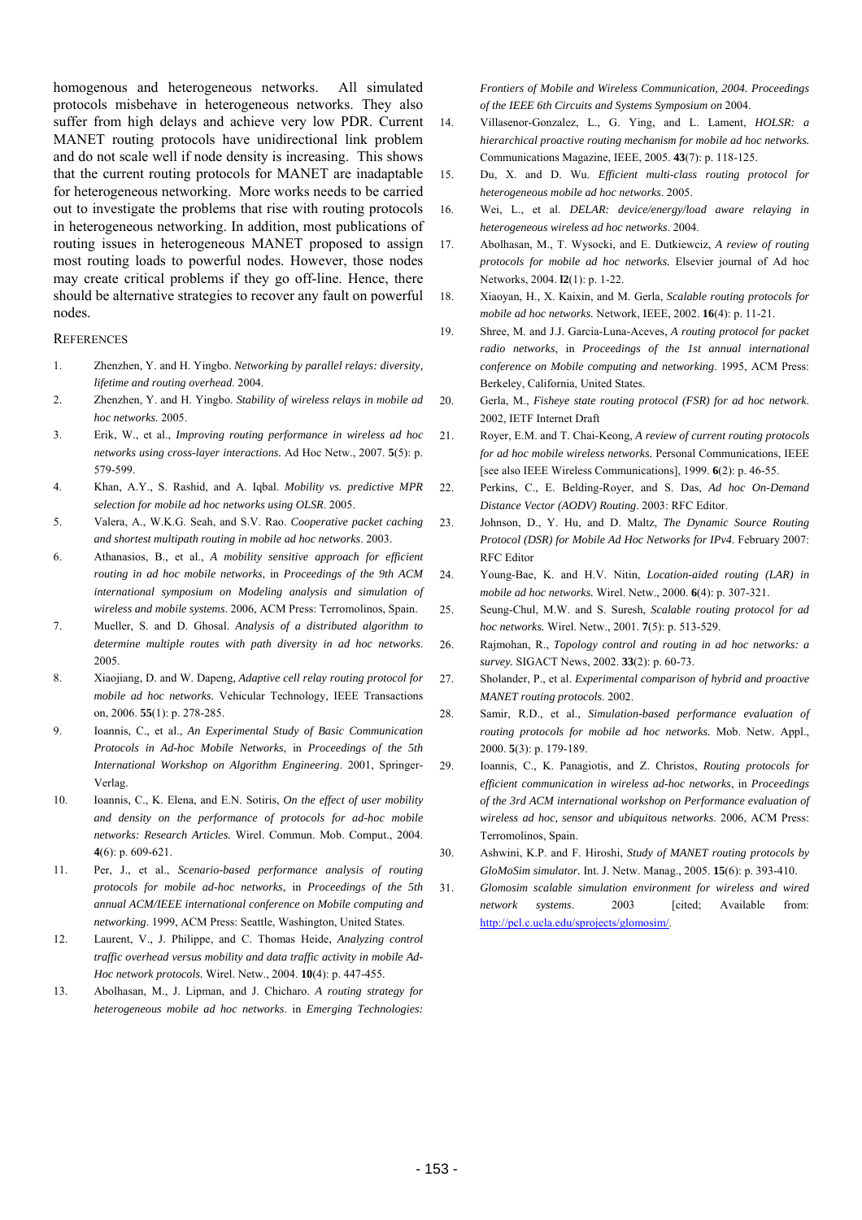homogenous and heterogeneous networks. All simulated protocols misbehave in heterogeneous networks. They also suffer from high delays and achieve very low PDR. Current MANET routing protocols have unidirectional link problem and do not scale well if node density is increasing. This shows that the current routing protocols for MANET are inadaptable for heterogeneous networking. More works needs to be carried out to investigate the problems that rise with routing protocols in heterogeneous networking. In addition, most publications of routing issues in heterogeneous MANET proposed to assign most routing loads to powerful nodes. However, those nodes may create critical problems if they go off-line. Hence, there should be alternative strategies to recover any fault on powerful nodes.

## REFERENCES

1. Zhenzhen, Y. and H. Yingbo. *Networking by parallel relays: diversity, lifetime and routing overhead*. 2004.
2. Zhenzhen, Y. and H. Yingbo. *Stability of wireless relays in mobile ad hoc networks*. 2005.
3. Erik, W., et al., *Improving routing performance in wireless ad hoc networks using cross-layer interactions.* Ad Hoc Netw., 2007. **5**(5): p. 579-599.
4. Khan, A.Y., S. Rashid, and A. Iqbal. *Mobility vs. predictive MPR selection for mobile ad hoc networks using OLSR*. 2005.
5. Valera, A., W.K.G. Seah, and S.V. Rao. *Cooperative packet caching and shortest multipath routing in mobile ad hoc networks*. 2003.
6. Athanasios, B., et al., *A mobility sensitive approach for efficient routing in ad hoc mobile networks*, in *Proceedings of the 9th ACM international symposium on Modeling analysis and simulation of wireless and mobile systems*. 2006, ACM Press: Terromolinos, Spain.
7. Mueller, S. and D. Ghosal. *Analysis of a distributed algorithm to determine multiple routes with path diversity in ad hoc networks*. 2005.
8. Xiaojiang, D. and W. Dapeng, *Adaptive cell relay routing protocol for mobile ad hoc networks.* Vehicular Technology, IEEE Transactions on, 2006. **55**(1): p. 278-285.
9. Ioannis, C., et al., *An Experimental Study of Basic Communication Protocols in Ad-hoc Mobile Networks*, in *Proceedings of the 5th International Workshop on Algorithm Engineering*. 2001, Springer-Verlag.
10. Ioannis, C., K. Elena, and E.N. Sotiris, *On the effect of user mobility and density on the performance of protocols for ad-hoc mobile networks: Research Articles.* Wirel. Commun. Mob. Comput., 2004. **4**(6): p. 609-621.
11. Per, J., et al., *Scenario-based performance analysis of routing protocols for mobile ad-hoc networks*, in *Proceedings of the 5th annual ACM/IEEE international conference on Mobile computing and networking*. 1999, ACM Press: Seattle, Washington, United States.
12. Laurent, V., J. Philippe, and C. Thomas Heide, *Analyzing control traffic overhead versus mobility and data traffic activity in mobile Ad-Hoc network protocols.* Wirel. Netw., 2004. **10**(4): p. 447-455.
13. Abolhasan, M., J. Lipman, and J. Chicharo. *A routing strategy for heterogeneous mobile ad hoc networks*. in *Emerging Technologies: Frontiers of Mobile and Wireless Communication, 2004. Proceedings of the IEEE 6th Circuits and Systems Symposium on* 2004.
14. Villasenor-Gonzalez, L., G. Ying, and L. Lament, *HOLSR: a hierarchical proactive routing mechanism for mobile ad hoc networks.* Communications Magazine, IEEE, 2005. **43**(7): p. 118-125.
15. Du, X. and D. Wu. *Efficient multi-class routing protocol for heterogeneous mobile ad hoc networks*. 2005.
16. Wei, L., et al. *DELAR: device/energy/load aware relaying in heterogeneous wireless ad hoc networks*. 2004.
17. Abolhasan, M., T. Wysocki, and E. Dutkiewciz, *A review of routing protocols for mobile ad hoc networks.* Elsevier journal of Ad hoc Networks, 2004. **l2**(1): p. 1-22.
18. Xiaoyan, H., X. Kaixin, and M. Gerla, *Scalable routing protocols for mobile ad hoc networks.* Network, IEEE, 2002. **16**(4): p. 11-21.
19. Shree, M. and J.J. Garcia-Luna-Aceves, *A routing protocol for packet radio networks*, in *Proceedings of the 1st annual international conference on Mobile computing and networking*. 1995, ACM Press: Berkeley, California, United States.
20. Gerla, M., *Fisheye state routing protocol (FSR) for ad hoc network*. 2002, IETF Internet Draft
21. Royer, E.M. and T. Chai-Keong, *A review of current routing protocols for ad hoc mobile wireless networks.* Personal Communications, IEEE [see also IEEE Wireless Communications], 1999. **6**(2): p. 46-55.
22. Perkins, C., E. Belding-Royer, and S. Das, *Ad hoc On-Demand Distance Vector (AODV) Routing*. 2003: RFC Editor.
23. Johnson, D., Y. Hu, and D. Maltz, *The Dynamic Source Routing Protocol (DSR) for Mobile Ad Hoc Networks for IPv4.* February 2007: RFC Editor
24. Young-Bae, K. and H.V. Nitin, *Location-aided routing (LAR) in mobile ad hoc networks.* Wirel. Netw., 2000. **6**(4): p. 307-321.
25. Seung-Chul, M.W. and S. Suresh, *Scalable routing protocol for ad hoc networks.* Wirel. Netw., 2001. **7**(5): p. 513-529.
26. Rajmohan, R., *Topology control and routing in ad hoc networks: a survey.* SIGACT News, 2002. **33**(2): p. 60-73.
27. Sholander, P., et al. *Experimental comparison of hybrid and proactive MANET routing protocols*. 2002.
28. Samir, R.D., et al., *Simulation-based performance evaluation of routing protocols for mobile ad hoc networks.* Mob. Netw. Appl., 2000. **5**(3): p. 179-189.
29. Ioannis, C., K. Panagiotis, and Z. Christos, *Routing protocols for efficient communication in wireless ad-hoc networks*, in *Proceedings of the 3rd ACM international workshop on Performance evaluation of wireless ad hoc, sensor and ubiquitous networks*. 2006, ACM Press: Terromolinos, Spain.
30. Ashwini, K.P. and F. Hiroshi, *Study of MANET routing protocols by GloMoSim simulator.* Int. J. Netw. Manag., 2005. **15**(6): p. 393-410.
31. *Glomosim scalable simulation environment for wireless and wired network systems*. 2003 [cited; Available from: http://pcl.c.ucla.edu/sprojects/glomosim/.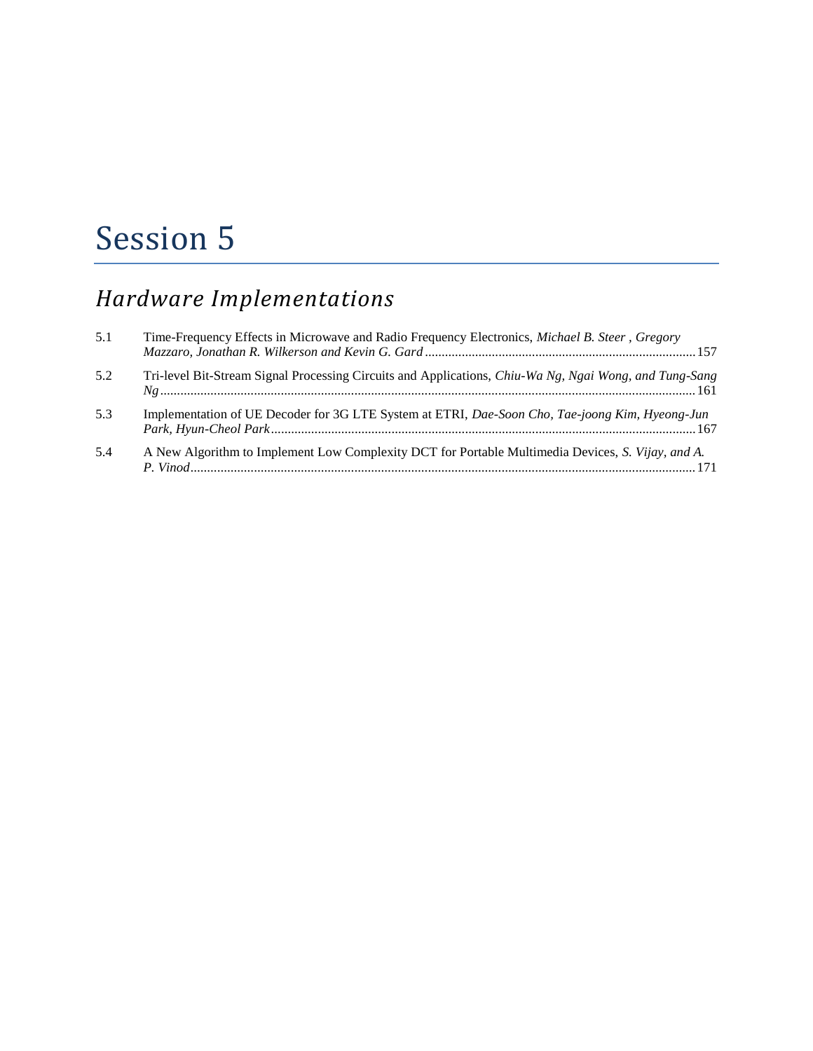# Session 5

## *Hardware Implementations*

5.1 Time-Frequency Effects in Microwave and Radio Frequency Electronics, *Michael B. Steer , Gregory Mazzaro, Jonathan R. Wilkerson and Kevin G. Gard* ............................................ 157

5.2 Tri-level Bit-Stream Signal Processing Circuits and Applications, *Chiu-Wa Ng, Ngai Wong, and Tung-Sang Ng* ............................................ 161

5.3 Implementation of UE Decoder for 3G LTE System at ETRI, *Dae-Soon Cho, Tae-joong Kim, Hyeong-Jun Park, Hyun-Cheol Park* ............................................ 167

5.4 A New Algorithm to Implement Low Complexity DCT for Portable Multimedia Devices, *S. Vijay, and A. P. Vinod* ............................................ 171